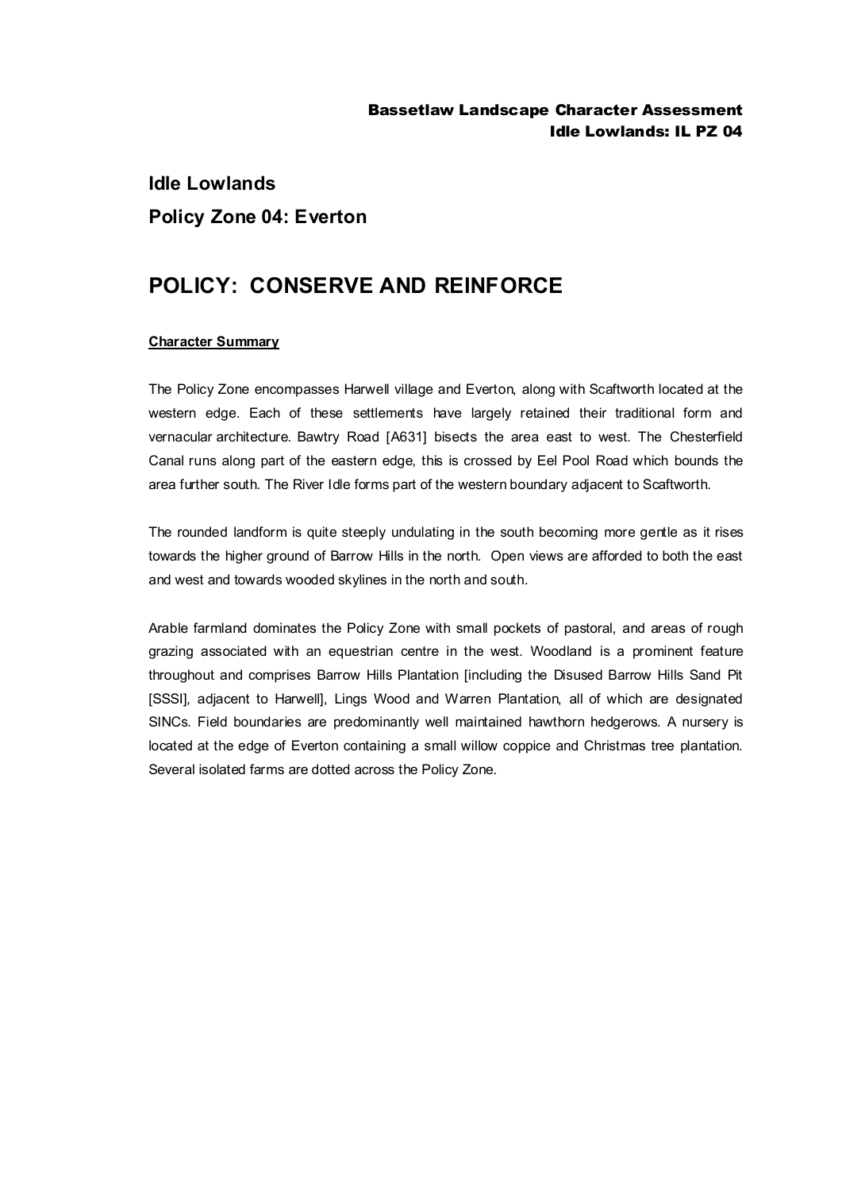# Idle Lowlands

## Policy Zone 04: Everton

# POLICY: CONSERVE AND REINFORCE

**Character Summary**

The Policy Zone encompasses Harwell village and Everton, along with Scaftworth located at the western edge. Each of these settlements have largely retained their traditional form and vernacular architecture. Bawtry Road [A631] bisects the area east to west. The Chesterfield Canal runs along part of the eastern edge, this is crossed by Eel Pool Road which bounds the area further south. The River Idle forms part of the western boundary adjacent to Scaftworth.

The rounded landform is quite steeply undulating in the south becoming more gentle as it rises towards the higher ground of Barrow Hills in the north. Open views are afforded to both the east and west and towards wooded skylines in the north and south.

Arable farmland dominates the Policy Zone with small pockets of pastoral, and areas of rough grazing associated with an equestrian centre in the west. Woodland is a prominent feature throughout and comprises Barrow Hills Plantation [including the Disused Barrow Hills Sand Pit [SSSI], adjacent to Harwell], Lings Wood and Warren Plantation, all of which are designated SINCs. Field boundaries are predominantly well maintained hawthorn hedgerows. A nursery is located at the edge of Everton containing a small willow coppice and Christmas tree plantation. Several isolated farms are dotted across the Policy Zone.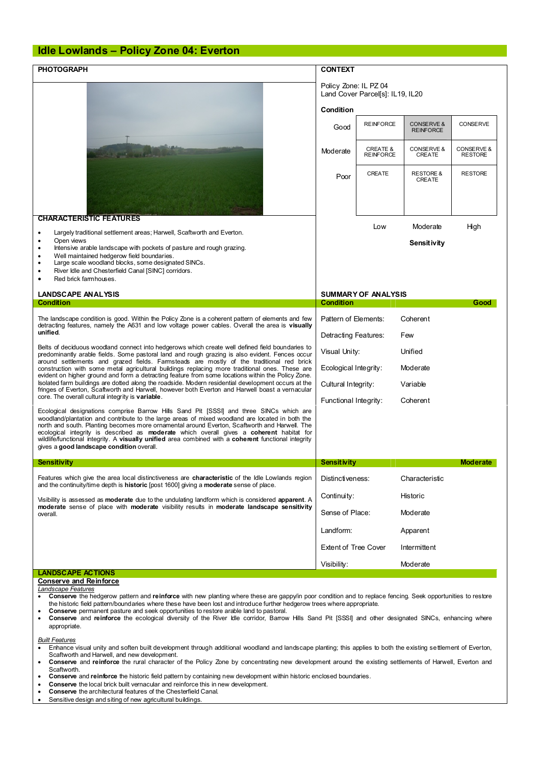# Idle Lowlands – Policy Zone 04: Everton

## PHOTOGRAPH

## CONTEXT

Policy Zone: IL PZ 04
Land Cover Parcel[s]: IL19, IL20

**Condition**

| | | | |
|---|---|---|---|
| Good | REINFORCE | CONSERVE & REINFORCE | CONSERVE |
| Moderate | CREATE & REINFORCE | CONSERVE & CREATE | CONSERVE & RESTORE |
| Poor | CREATE | RESTORE & CREATE | RESTORE |
| | Low | Moderate | High |

**Sensitivity**

## CHARACTERISTIC FEATURES

- Largely traditional settlement areas; Harwell, Scaftworth and Everton.
- Open views
- Intensive arable landscape with pockets of pasture and rough grazing.
- Well maintained hedgerow field boundaries.
- Large scale woodland blocks, some designated SINCs.
- River Idle and Chesterfield Canal [SINC] corridors.
- Red brick farmhouses.

## LANDSCAPE ANALYSIS

### Condition

The landscape condition is good. Within the Policy Zone is a coherent pattern of elements and few detracting features, namely the A631 and low voltage power cables. Overall the area is **visually unified**.

Belts of deciduous woodland connect into hedgerows which create well defined field boundaries to predominantly arable fields. Some pastoral land and rough grazing is also evident. Fences occur around settlements and grazed fields. Farmsteads are mostly of the traditional red brick construction with some metal agricultural buildings replacing more traditional ones. These are evident on higher ground and form a detracting feature from some locations within the Policy Zone. Isolated farm buildings are dotted along the roadside. Modern residential development occurs at the fringes of Everton, Scaftworth and Harwell, however both Everton and Harwell boast a vernacular core. The overall cultural integrity is **variable**.

Ecological designations comprise Barrow Hills Sand Pit [SSSI] and three SINCs which are woodland/plantation and contribute to the large areas of mixed woodland are located in both the north and south. Planting becomes more ornamental around Everton, Scaftworth and Harwell. The ecological integrity is described as **moderate** which overall gives a **coherent** habitat for wildlife/functional integrity. A **visually unified** area combined with a **coherent** functional integrity gives a **good landscape condition** overall.

### Sensitivity

Features which give the area local distinctiveness are **characteristic** of the Idle Lowlands region and the continuity/time depth is **historic** [post 1600] giving a **moderate** sense of place.

Visibility is assessed as **moderate** due to the undulating landform which is considered **apparent**. A **moderate** sense of place with **moderate** visibility results in **moderate landscape sensitivity** overall.

## SUMMARY OF ANALYSIS

| Condition | Good |
|---|---|
| Pattern of Elements: | Coherent |
| Detracting Features: | Few |
| Visual Unity: | Unified |
| Ecological Integrity: | Moderate |
| Cultural Integrity: | Variable |
| Functional Integrity: | Coherent |

| Sensitivity | Moderate |
|---|---|
| Distinctiveness: | Characteristic |
| Continuity: | Historic |
| Sense of Place: | Moderate |
| Landform: | Apparent |
| Extent of Tree Cover | Intermittent |
| Visibility: | Moderate |

## LANDSCAPE ACTIONS

### Conserve and Reinforce

*Landscape Features*

- **Conserve** the hedgerow pattern and **reinforce** with new planting where these are gappy/in poor condition and to replace fencing. Seek opportunities to restore the historic field pattern/boundaries where these have been lost and introduce further hedgerow trees where appropriate.
- **Conserve** permanent pasture and seek opportunities to restore arable land to pastoral.
- **Conserve** and **reinforce** the ecological diversity of the River Idle corridor, Barrow Hills Sand Pit [SSSI] and other designated SINCs, enhancing where appropriate.

*Built Features*

- Enhance visual unity and soften built development through additional woodland and landscape planting; this applies to both the existing settlement of Everton, Scaftworth and Harwell, and new development.
- **Conserve** and **reinforce** the rural character of the Policy Zone by concentrating new development around the existing settlements of Harwell, Everton and Scaftworth.
- **Conserve** and **reinforce** the historic field pattern by containing new development within historic enclosed boundaries.
- **Conserve** the local brick built vernacular and reinforce this in new development.
- **Conserve** the architectural features of the Chesterfield Canal.
- Sensitive design and siting of new agricultural buildings.